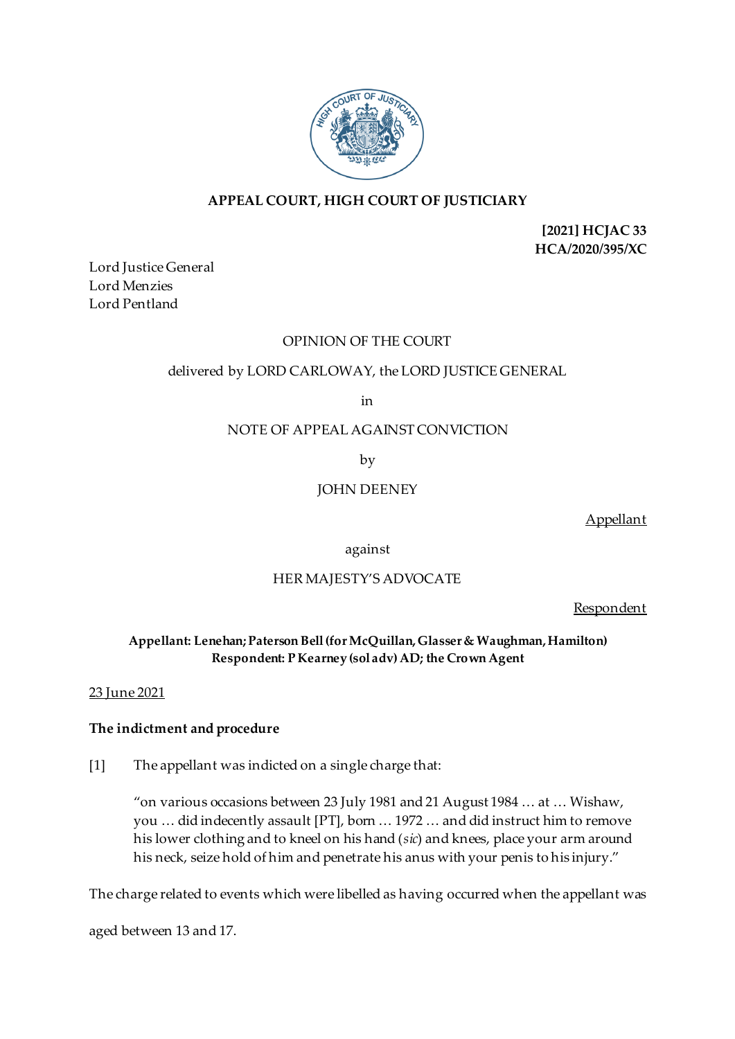**APPEAL COURT, HIGH COURT OF JUSTICIARY**

**[2021] HCJAC 33**
**HCA/2020/395/XC**

Lord Justice General
Lord Menzies
Lord Pentland

OPINION OF THE COURT

delivered by LORD CARLOWAY, the LORD JUSTICE GENERAL

in

NOTE OF APPEAL AGAINST CONVICTION

by

JOHN DEENEY

Appellant

against

HER MAJESTY'S ADVOCATE

Respondent

**Appellant: Lenehan; Paterson Bell (for McQuillan, Glasser & Waughman, Hamilton)**
**Respondent: P Kearney (sol adv) AD; the Crown Agent**

23 June 2021

### The indictment and procedure

[1] The appellant was indicted on a single charge that:

> "on various occasions between 23 July 1981 and 21 August 1984 … at … Wishaw, you … did indecently assault [PT], born … 1972 … and did instruct him to remove his lower clothing and to kneel on his hand (*sic*) and knees, place your arm around his neck, seize hold of him and penetrate his anus with your penis to his injury."

The charge related to events which were libelled as having occurred when the appellant was aged between 13 and 17.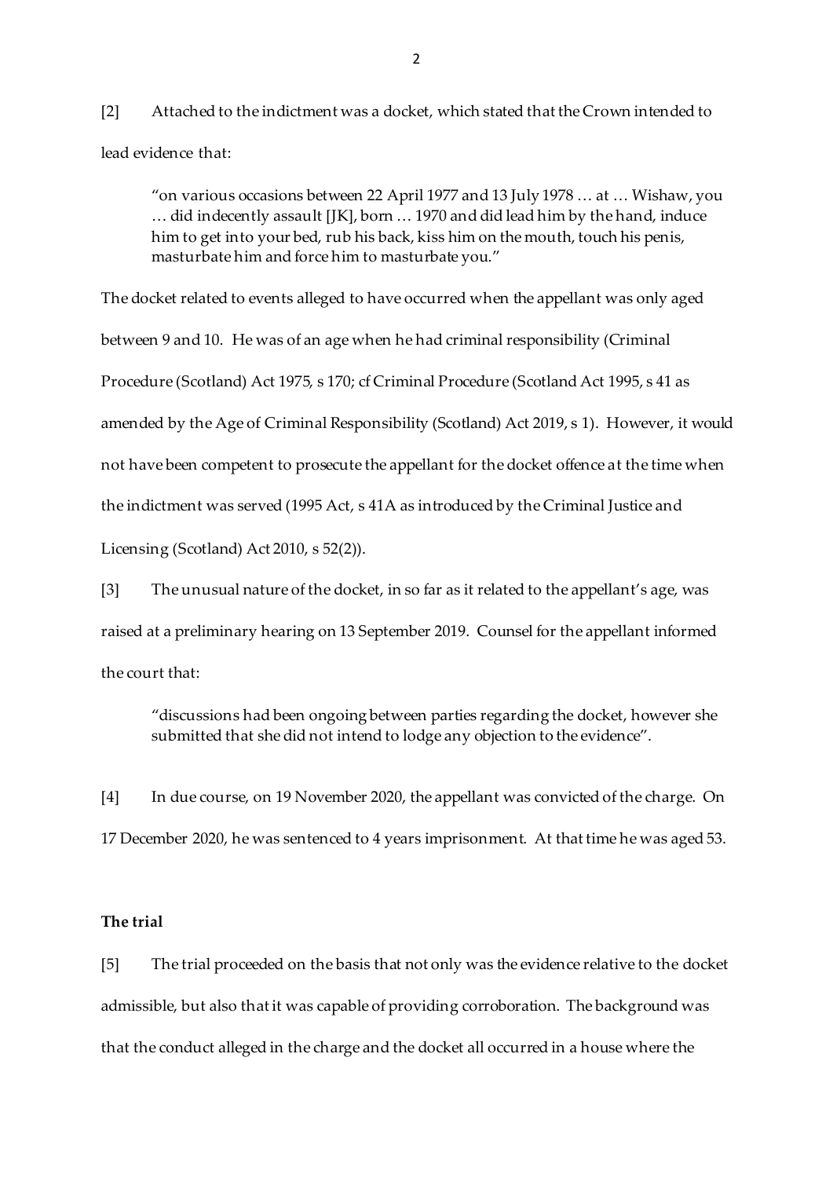[2] Attached to the indictment was a docket, which stated that the Crown intended to lead evidence that:

> "on various occasions between 22 April 1977 and 13 July 1978 … at … Wishaw, you … did indecently assault [JK], born … 1970 and did lead him by the hand, induce him to get into your bed, rub his back, kiss him on the mouth, touch his penis, masturbate him and force him to masturbate you."

The docket related to events alleged to have occurred when the appellant was only aged between 9 and 10. He was of an age when he had criminal responsibility (Criminal Procedure (Scotland) Act 1975, s 170; cf Criminal Procedure (Scotland Act 1995, s 41 as amended by the Age of Criminal Responsibility (Scotland) Act 2019, s 1). However, it would not have been competent to prosecute the appellant for the docket offence at the time when the indictment was served (1995 Act, s 41A as introduced by the Criminal Justice and Licensing (Scotland) Act 2010, s 52(2)).

[3] The unusual nature of the docket, in so far as it related to the appellant's age, was raised at a preliminary hearing on 13 September 2019. Counsel for the appellant informed the court that:

> "discussions had been ongoing between parties regarding the docket, however she submitted that she did not intend to lodge any objection to the evidence".

[4] In due course, on 19 November 2020, the appellant was convicted of the charge. On 17 December 2020, he was sentenced to 4 years imprisonment. At that time he was aged 53.

**The trial**

[5] The trial proceeded on the basis that not only was the evidence relative to the docket admissible, but also that it was capable of providing corroboration. The background was that the conduct alleged in the charge and the docket all occurred in a house where the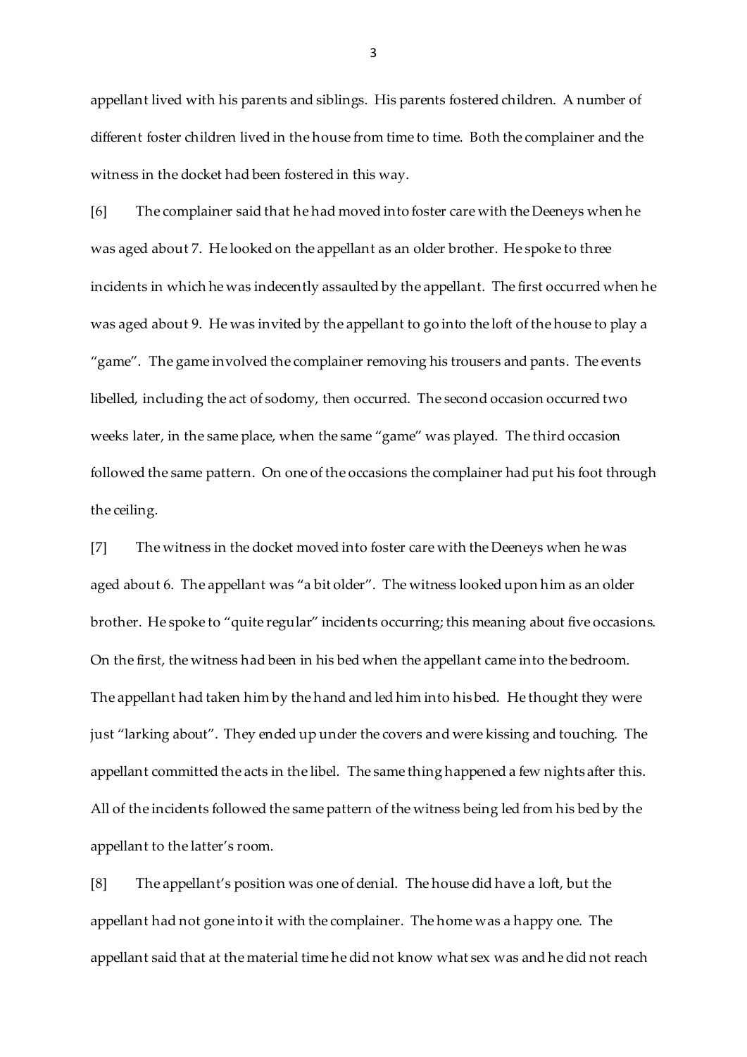appellant lived with his parents and siblings. His parents fostered children. A number of different foster children lived in the house from time to time. Both the complainer and the witness in the docket had been fostered in this way.

[6] The complainer said that he had moved into foster care with the Deeneys when he was aged about 7. He looked on the appellant as an older brother. He spoke to three incidents in which he was indecently assaulted by the appellant. The first occurred when he was aged about 9. He was invited by the appellant to go into the loft of the house to play a "game". The game involved the complainer removing his trousers and pants. The events libelled, including the act of sodomy, then occurred. The second occasion occurred two weeks later, in the same place, when the same "game" was played. The third occasion followed the same pattern. On one of the occasions the complainer had put his foot through the ceiling.

[7] The witness in the docket moved into foster care with the Deeneys when he was aged about 6. The appellant was "a bit older". The witness looked upon him as an older brother. He spoke to "quite regular" incidents occurring; this meaning about five occasions. On the first, the witness had been in his bed when the appellant came into the bedroom. The appellant had taken him by the hand and led him into his bed. He thought they were just "larking about". They ended up under the covers and were kissing and touching. The appellant committed the acts in the libel. The same thing happened a few nights after this. All of the incidents followed the same pattern of the witness being led from his bed by the appellant to the latter's room.

[8] The appellant's position was one of denial. The house did have a loft, but the appellant had not gone into it with the complainer. The home was a happy one. The appellant said that at the material time he did not know what sex was and he did not reach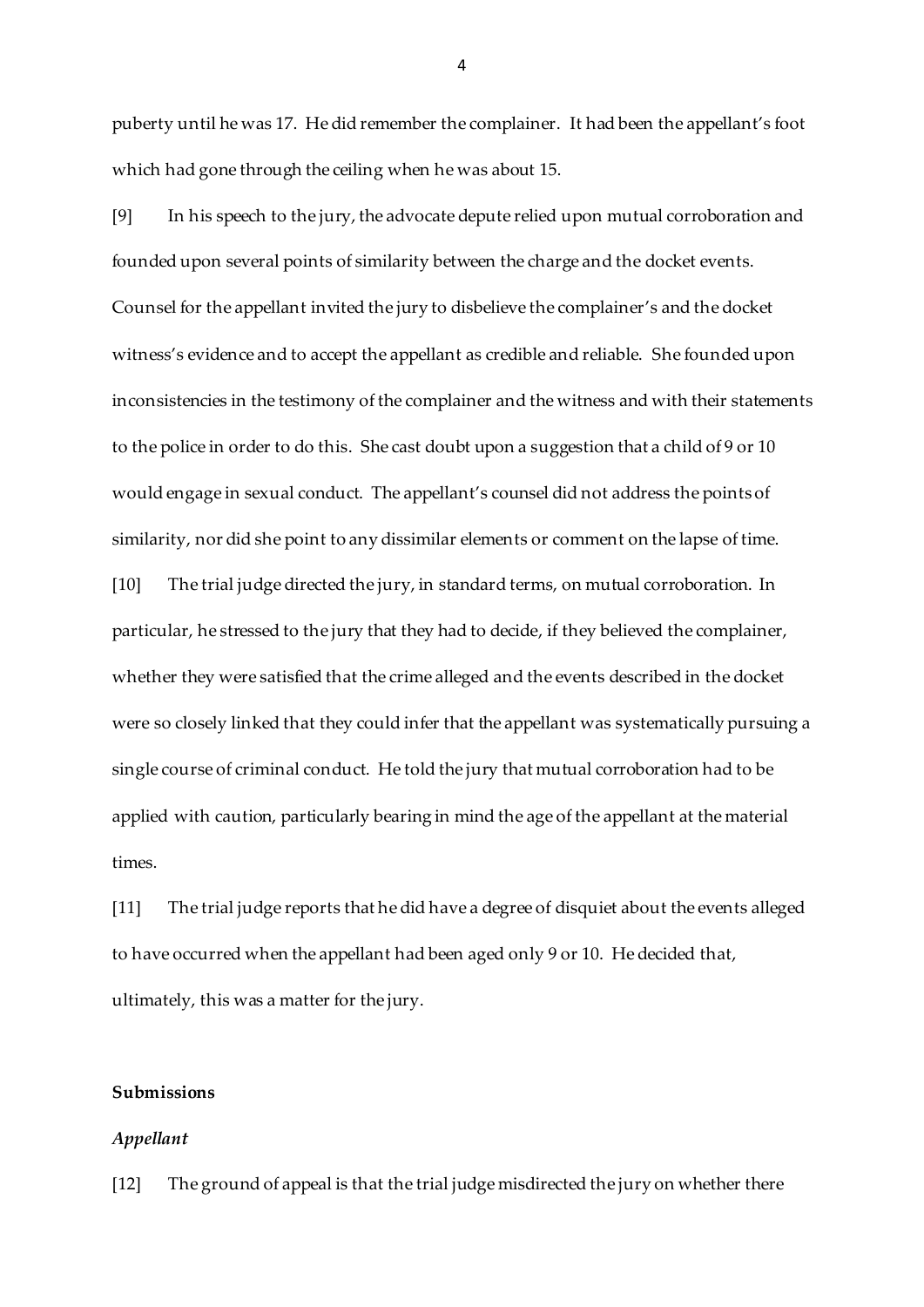puberty until he was 17. He did remember the complainer. It had been the appellant's foot which had gone through the ceiling when he was about 15.

[9] In his speech to the jury, the advocate depute relied upon mutual corroboration and founded upon several points of similarity between the charge and the docket events. Counsel for the appellant invited the jury to disbelieve the complainer's and the docket witness's evidence and to accept the appellant as credible and reliable. She founded upon inconsistencies in the testimony of the complainer and the witness and with their statements to the police in order to do this. She cast doubt upon a suggestion that a child of 9 or 10 would engage in sexual conduct. The appellant's counsel did not address the points of similarity, nor did she point to any dissimilar elements or comment on the lapse of time.

[10] The trial judge directed the jury, in standard terms, on mutual corroboration. In particular, he stressed to the jury that they had to decide, if they believed the complainer, whether they were satisfied that the crime alleged and the events described in the docket were so closely linked that they could infer that the appellant was systematically pursuing a single course of criminal conduct. He told the jury that mutual corroboration had to be applied with caution, particularly bearing in mind the age of the appellant at the material times.

[11] The trial judge reports that he did have a degree of disquiet about the events alleged to have occurred when the appellant had been aged only 9 or 10. He decided that, ultimately, this was a matter for the jury.

## Submissions

### *Appellant*

[12] The ground of appeal is that the trial judge misdirected the jury on whether there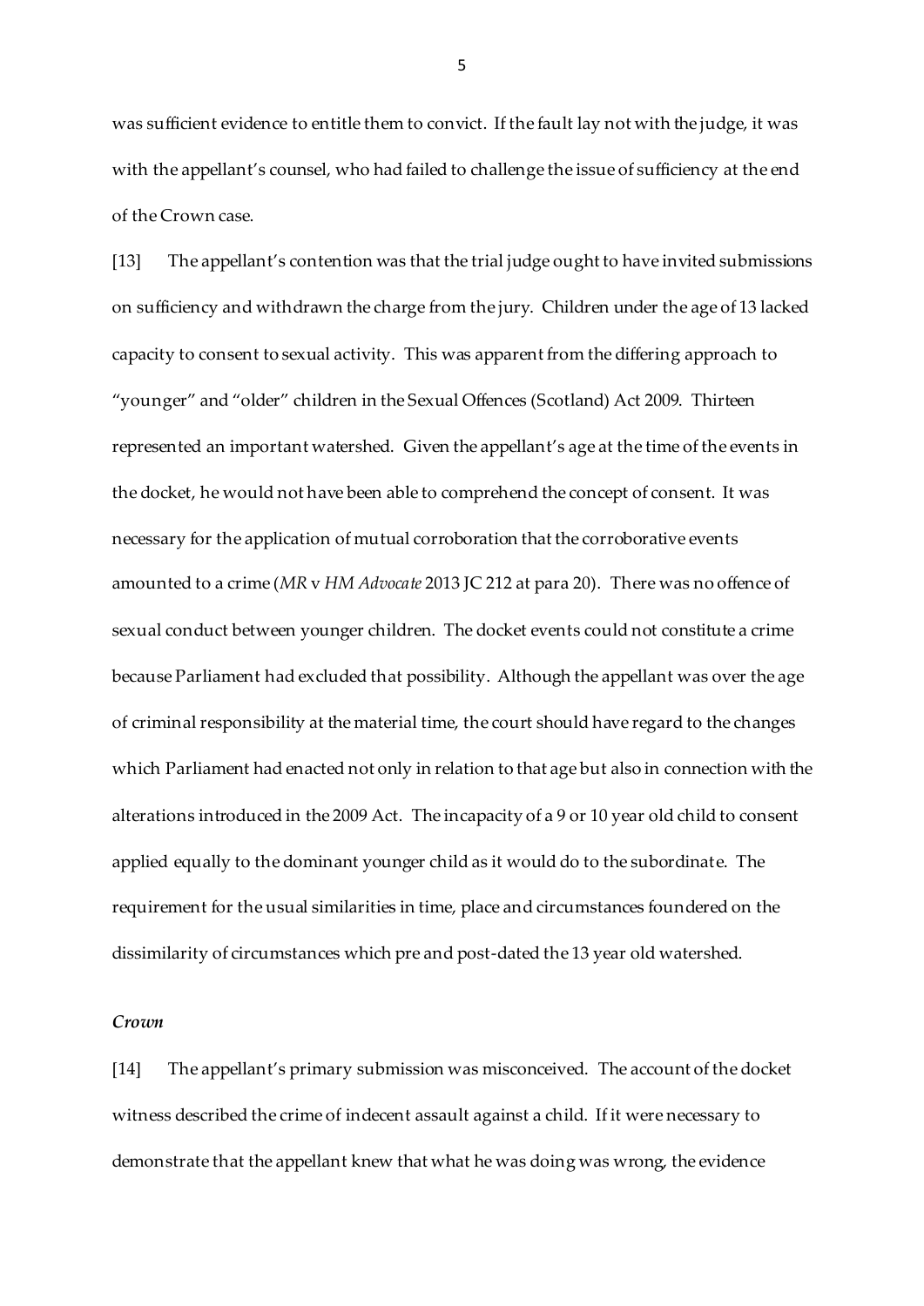was sufficient evidence to entitle them to convict. If the fault lay not with the judge, it was with the appellant's counsel, who had failed to challenge the issue of sufficiency at the end of the Crown case.

[13] The appellant's contention was that the trial judge ought to have invited submissions on sufficiency and withdrawn the charge from the jury. Children under the age of 13 lacked capacity to consent to sexual activity. This was apparent from the differing approach to "younger" and "older" children in the Sexual Offences (Scotland) Act 2009. Thirteen represented an important watershed. Given the appellant's age at the time of the events in the docket, he would not have been able to comprehend the concept of consent. It was necessary for the application of mutual corroboration that the corroborative events amounted to a crime (*MR* v *HM Advocate* 2013 JC 212 at para 20). There was no offence of sexual conduct between younger children. The docket events could not constitute a crime because Parliament had excluded that possibility. Although the appellant was over the age of criminal responsibility at the material time, the court should have regard to the changes which Parliament had enacted not only in relation to that age but also in connection with the alterations introduced in the 2009 Act. The incapacity of a 9 or 10 year old child to consent applied equally to the dominant younger child as it would do to the subordinate. The requirement for the usual similarities in time, place and circumstances foundered on the dissimilarity of circumstances which pre and post-dated the 13 year old watershed.

### *Crown*

[14] The appellant's primary submission was misconceived. The account of the docket witness described the crime of indecent assault against a child. If it were necessary to demonstrate that the appellant knew that what he was doing was wrong, the evidence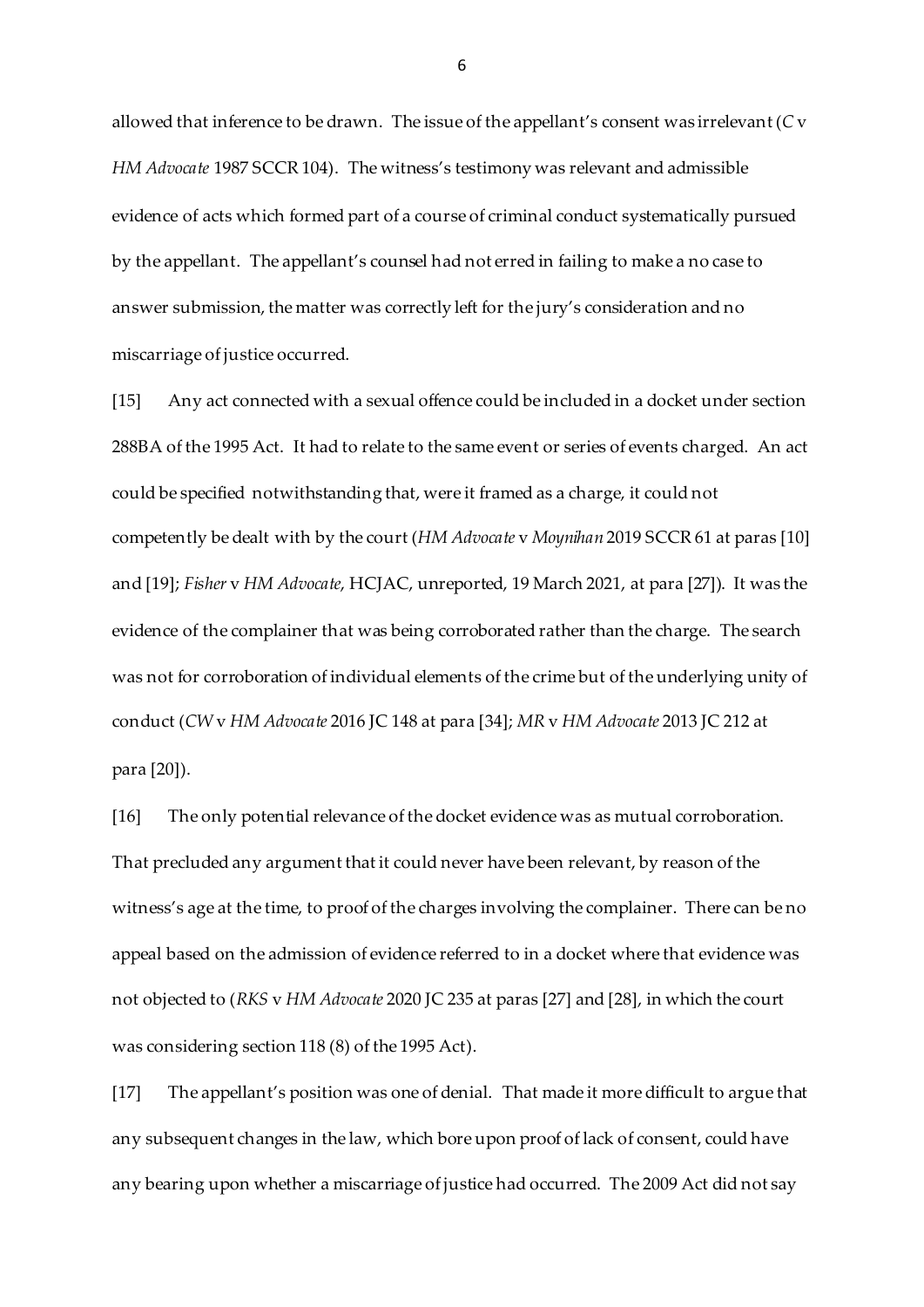allowed that inference to be drawn. The issue of the appellant's consent was irrelevant (*C* v *HM Advocate* 1987 SCCR 104). The witness's testimony was relevant and admissible evidence of acts which formed part of a course of criminal conduct systematically pursued by the appellant. The appellant's counsel had not erred in failing to make a no case to answer submission, the matter was correctly left for the jury's consideration and no miscarriage of justice occurred.

[15] Any act connected with a sexual offence could be included in a docket under section 288BA of the 1995 Act. It had to relate to the same event or series of events charged. An act could be specified notwithstanding that, were it framed as a charge, it could not competently be dealt with by the court (*HM Advocate* v *Moynihan* 2019 SCCR 61 at paras [10] and [19]; *Fisher* v *HM Advocate*, HCJAC, unreported, 19 March 2021, at para [27]). It was the evidence of the complainer that was being corroborated rather than the charge. The search was not for corroboration of individual elements of the crime but of the underlying unity of conduct (*CW* v *HM Advocate* 2016 JC 148 at para [34]; *MR* v *HM Advocate* 2013 JC 212 at para [20]).

[16] The only potential relevance of the docket evidence was as mutual corroboration. That precluded any argument that it could never have been relevant, by reason of the witness's age at the time, to proof of the charges involving the complainer. There can be no appeal based on the admission of evidence referred to in a docket where that evidence was not objected to (*RKS* v *HM Advocate* 2020 JC 235 at paras [27] and [28], in which the court was considering section 118 (8) of the 1995 Act).

[17] The appellant's position was one of denial. That made it more difficult to argue that any subsequent changes in the law, which bore upon proof of lack of consent, could have any bearing upon whether a miscarriage of justice had occurred. The 2009 Act did not say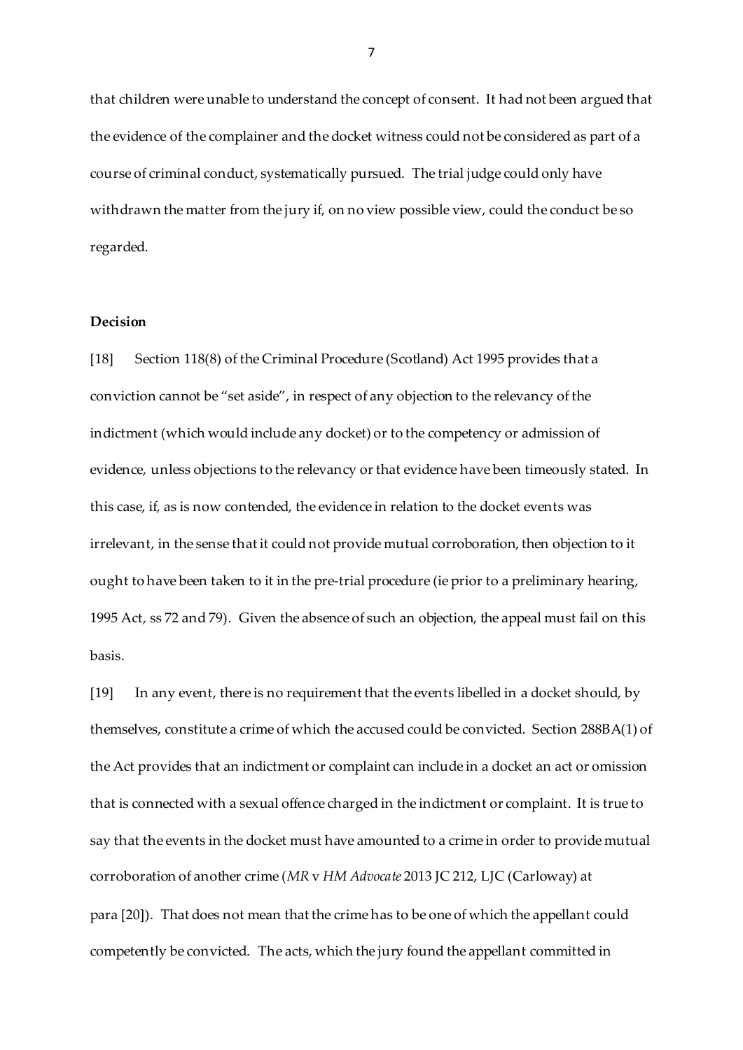that children were unable to understand the concept of consent. It had not been argued that the evidence of the complainer and the docket witness could not be considered as part of a course of criminal conduct, systematically pursued. The trial judge could only have withdrawn the matter from the jury if, on no view possible view, could the conduct be so regarded.

**Decision**

[18] Section 118(8) of the Criminal Procedure (Scotland) Act 1995 provides that a conviction cannot be "set aside", in respect of any objection to the relevancy of the indictment (which would include any docket) or to the competency or admission of evidence, unless objections to the relevancy or that evidence have been timeously stated. In this case, if, as is now contended, the evidence in relation to the docket events was irrelevant, in the sense that it could not provide mutual corroboration, then objection to it ought to have been taken to it in the pre-trial procedure (ie prior to a preliminary hearing, 1995 Act, ss 72 and 79). Given the absence of such an objection, the appeal must fail on this basis.

[19] In any event, there is no requirement that the events libelled in a docket should, by themselves, constitute a crime of which the accused could be convicted. Section 288BA(1) of the Act provides that an indictment or complaint can include in a docket an act or omission that is connected with a sexual offence charged in the indictment or complaint. It is true to say that the events in the docket must have amounted to a crime in order to provide mutual corroboration of another crime (*MR* v *HM Advocate* 2013 JC 212, LJC (Carloway) at para [20]). That does not mean that the crime has to be one of which the appellant could competently be convicted. The acts, which the jury found the appellant committed in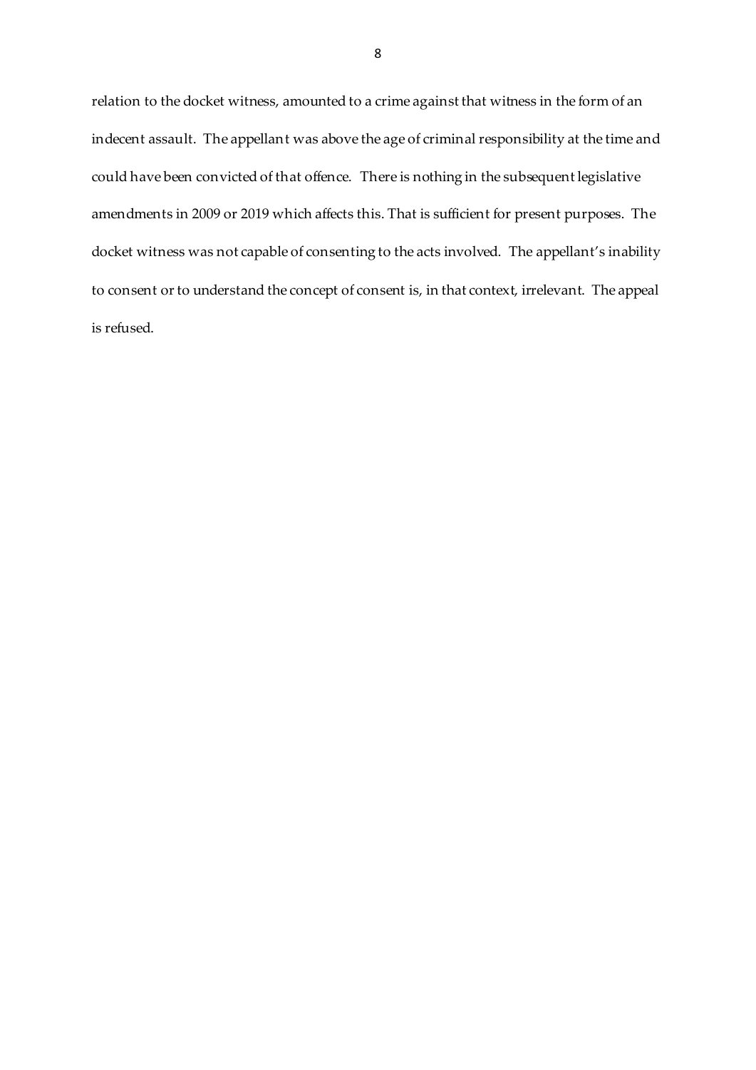relation to the docket witness, amounted to a crime against that witness in the form of an indecent assault. The appellant was above the age of criminal responsibility at the time and could have been convicted of that offence. There is nothing in the subsequent legislative amendments in 2009 or 2019 which affects this. That is sufficient for present purposes. The docket witness was not capable of consenting to the acts involved. The appellant's inability to consent or to understand the concept of consent is, in that context, irrelevant. The appeal is refused.